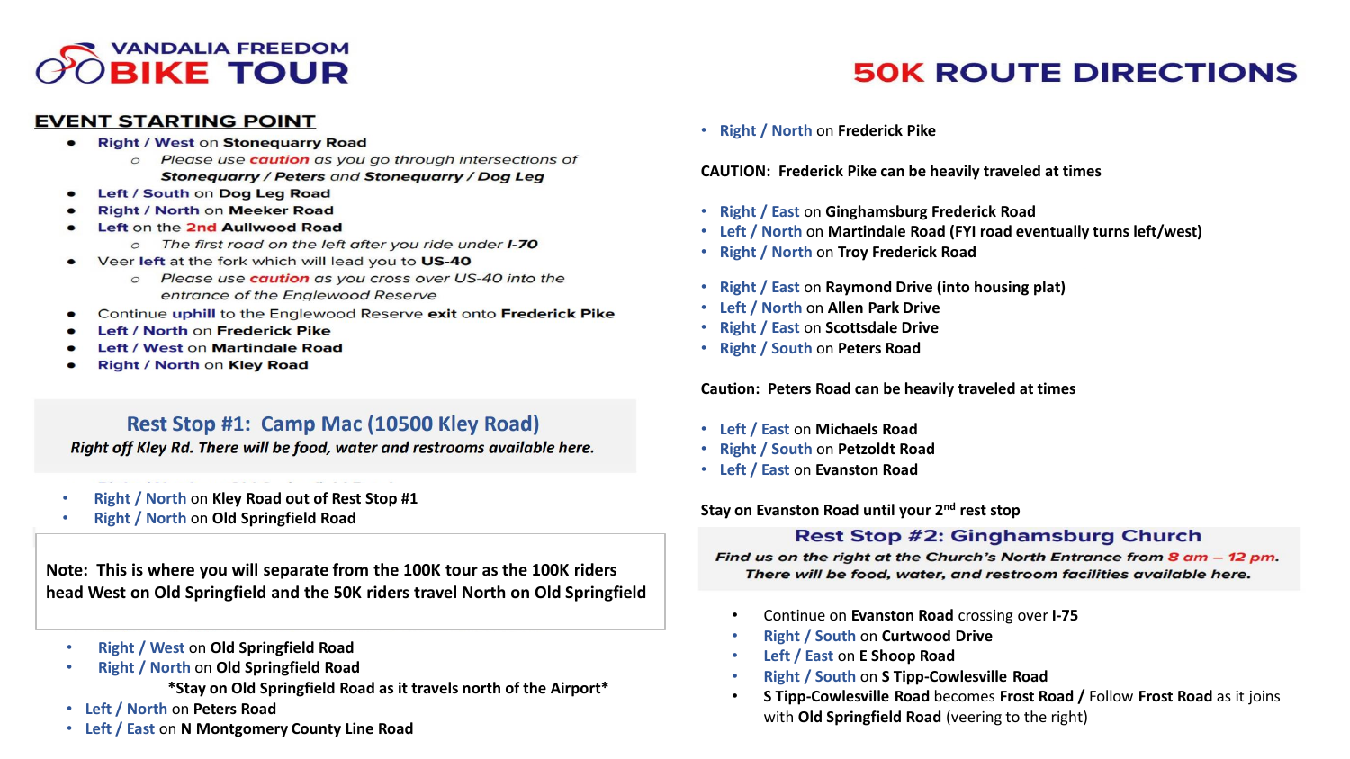# VANDALIA FREEDOM BIKE TOUR

# 50K ROUTE DIRECTIONS

## EVENT STARTING POINT

- **Right / West** on **Stonequarry Road**
  - *Please use **caution** as you go through intersections of **Stonequarry / Peters** and **Stonequarry / Dog Leg***
- **Left / South** on **Dog Leg Road**
- **Right / North** on **Meeker Road**
- **Left** on the **2nd Aullwood Road**
  - *The first road on the left after you ride under **I-70***
- Veer **left** at the fork which will lead you to **US-40**
  - *Please use **caution** as you cross over US-40 into the entrance of the Englewood Reserve*
- Continue **uphill** to the Englewood Reserve **exit** onto **Frederick Pike**
- **Left / North** on **Frederick Pike**
- **Left / West** on **Martindale Road**
- **Right / North** on **Kley Road**

### Rest Stop #1: Camp Mac (10500 Kley Road)

***Right off Kley Rd. There will be food, water and restrooms available here.***

- **Right / North** on **Kley Road out of Rest Stop #1**
- **Right / North** on **Old Springfield Road**

**Note: This is where you will separate from the 100K tour as the 100K riders head West on Old Springfield and the 50K riders travel North on Old Springfield**

- **Right / West** on **Old Springfield Road**
- **Right / North** on **Old Springfield Road**
  - ***Stay on Old Springfield Road as it travels north of the Airport***
- **Left / North** on **Peters Road**
- **Left / East** on **N Montgomery County Line Road**
- **Right / North** on **Frederick Pike**

**CAUTION: Frederick Pike can be heavily traveled at times**

- **Right / East** on **Ginghamsburg Frederick Road**
- **Left / North** on **Martindale Road (FYI road eventually turns left/west)**
- **Right / North** on **Troy Frederick Road**

- **Right / East** on **Raymond Drive (into housing plat)**
- **Left / North** on **Allen Park Drive**
- **Right / East** on **Scottsdale Drive**
- **Right / South** on **Peters Road**

**Caution: Peters Road can be heavily traveled at times**

- **Left / East** on **Michaels Road**
- **Right / South** on **Petzoldt Road**
- **Left / East** on **Evanston Road**

**Stay on Evanston Road until your 2nd rest stop**

### Rest Stop #2: Ginghamsburg Church

***Find us on the right at the Church's North Entrance from 8 am – 12 pm. There will be food, water, and restroom facilities available here.***

- Continue on **Evanston Road** crossing over **I-75**
- **Right / South** on **Curtwood Drive**
- **Left / East** on **E Shoop Road**
- **Right / South** on **S Tipp-Cowlesville Road**
- **S Tipp-Cowlesville Road** becomes **Frost Road** / Follow **Frost Road** as it joins with **Old Springfield Road** (veering to the right)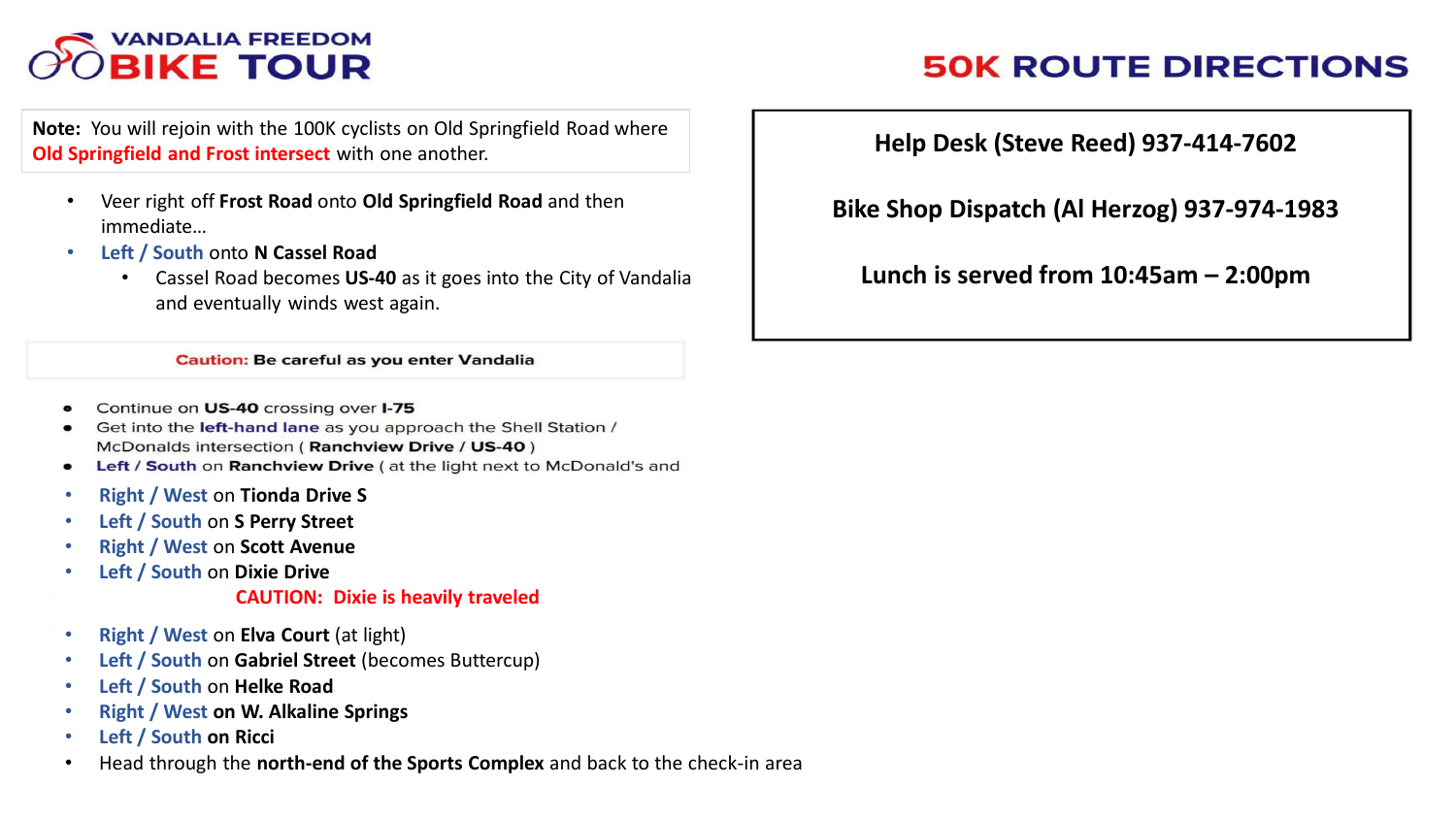**VANDALIA FREEDOM BIKE TOUR**

# 50K ROUTE DIRECTIONS

**Note:** You will rejoin with the 100K cyclists on Old Springfield Road where Old Springfield and Frost intersect with one another.

- Veer right off **Frost Road** onto **Old Springfield Road** and then immediate…
- Left / South onto **N Cassel Road**
  - Cassel Road becomes **US-40** as it goes into the City of Vandalia and eventually winds west again.

**Caution:** Be careful as you enter Vandalia

- Continue on **US-40** crossing over **I-75**
- Get into the **left-hand lane** as you approach the Shell Station / McDonalds intersection ( **Ranchview Drive / US-40** )
- **Left / South** on **Ranchview Drive** ( at the light next to McDonald's and
- Right / West on **Tionda Drive S**
- Left / South on **S Perry Street**
- Right / West on **Scott Avenue**
- Left / South on **Dixie Drive**

  **CAUTION: Dixie is heavily traveled**

- Right / West on **Elva Court** (at light)
- Left / South on **Gabriel Street** (becomes Buttercup)
- Left / South on **Helke Road**
- Right / West **on W. Alkaline Springs**
- Left / South **on Ricci**
- Head through the **north-end of the Sports Complex** and back to the check-in area

**Help Desk (Steve Reed) 937-414-7602**

**Bike Shop Dispatch (Al Herzog) 937-974-1983**

**Lunch is served from 10:45am – 2:00pm**